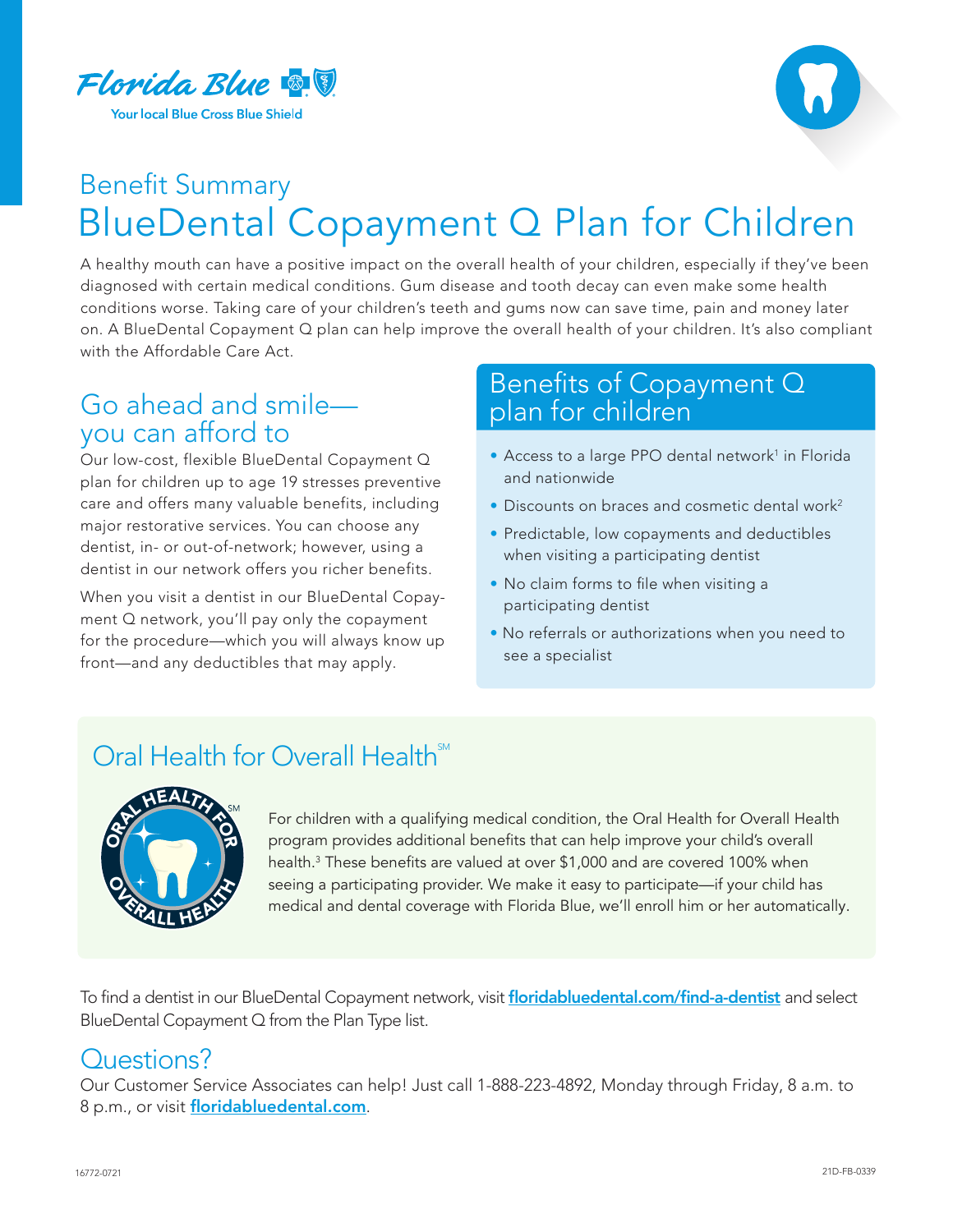Florida Blue

Your local Blue Cross Blue Shield

## Benefit Summary

# BlueDental Copayment Q Plan for Children

A healthy mouth can have a positive impact on the overall health of your children, especially if they've been diagnosed with certain medical conditions. Gum disease and tooth decay can even make some health conditions worse. Taking care of your children's teeth and gums now can save time, pain and money later on. A BlueDental Copayment Q plan can help improve the overall health of your children. It's also compliant with the Affordable Care Act.

## Go ahead and smile—you can afford to

Our low-cost, flexible BlueDental Copayment Q plan for children up to age 19 stresses preventive care and offers many valuable benefits, including major restorative services. You can choose any dentist, in- or out-of-network; however, using a dentist in our network offers you richer benefits.

When you visit a dentist in our BlueDental Copayment Q network, you'll pay only the copayment for the procedure—which you will always know up front—and any deductibles that may apply.

## Benefits of Copayment Q plan for children

- Access to a large PPO dental network[1] in Florida and nationwide
- Discounts on braces and cosmetic dental work[2]
- Predictable, low copayments and deductibles when visiting a participating dentist
- No claim forms to file when visiting a participating dentist
- No referrals or authorizations when you need to see a specialist

## Oral Health for Overall Health℠

For children with a qualifying medical condition, the Oral Health for Overall Health program provides additional benefits that can help improve your child's overall health.[3] These benefits are valued at over $1,000 and are covered 100% when seeing a participating provider. We make it easy to participate—if your child has medical and dental coverage with Florida Blue, we'll enroll him or her automatically.

To find a dentist in our BlueDental Copayment network, visit **floridabluedental.com/find-a-dentist** and select BlueDental Copayment Q from the Plan Type list.

## Questions?

Our Customer Service Associates can help! Just call 1-888-223-4892, Monday through Friday, 8 a.m. to 8 p.m., or visit **floridabluedental.com**.

16772-0721

21D-FB-0339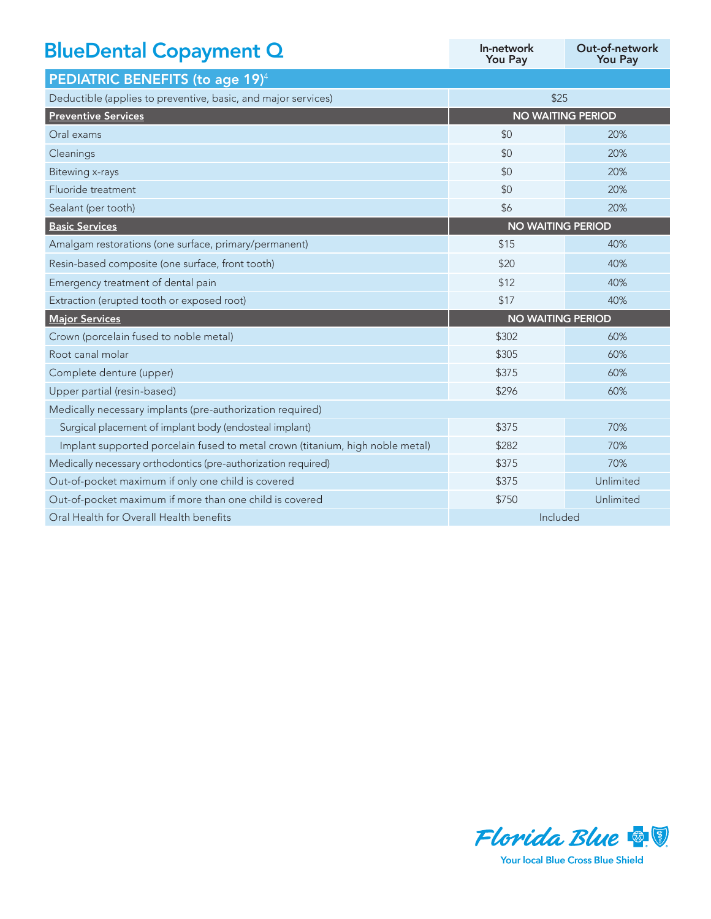# BlueDental Copayment Q

| | In-network You Pay | Out-of-network You Pay |
|---|---|---|
| **PEDIATRIC BENEFITS (to age 19)[4]** | | |
| Deductible (applies to preventive, basic, and major services) | $25 | |
| **Preventive Services** | NO WAITING PERIOD | |
| Oral exams | $0 | 20% |
| Cleanings | $0 | 20% |
| Bitewing x-rays | $0 | 20% |
| Fluoride treatment | $0 | 20% |
| Sealant (per tooth) | $6 | 20% |
| **Basic Services** | NO WAITING PERIOD | |
| Amalgam restorations (one surface, primary/permanent) | $15 | 40% |
| Resin-based composite (one surface, front tooth) | $20 | 40% |
| Emergency treatment of dental pain | $12 | 40% |
| Extraction (erupted tooth or exposed root) | $17 | 40% |
| **Major Services** | NO WAITING PERIOD | |
| Crown (porcelain fused to noble metal) | $302 | 60% |
| Root canal molar | $305 | 60% |
| Complete denture (upper) | $375 | 60% |
| Upper partial (resin-based) | $296 | 60% |
| Medically necessary implants (pre-authorization required) | | |
| Surgical placement of implant body (endosteal implant) | $375 | 70% |
| Implant supported porcelain fused to metal crown (titanium, high noble metal) | $282 | 70% |
| Medically necessary orthodontics (pre-authorization required) | $375 | 70% |
| Out-of-pocket maximum if only one child is covered | $375 | Unlimited |
| Out-of-pocket maximum if more than one child is covered | $750 | Unlimited |
| Oral Health for Overall Health benefits | Included | |

Florida Blue
Your local Blue Cross Blue Shield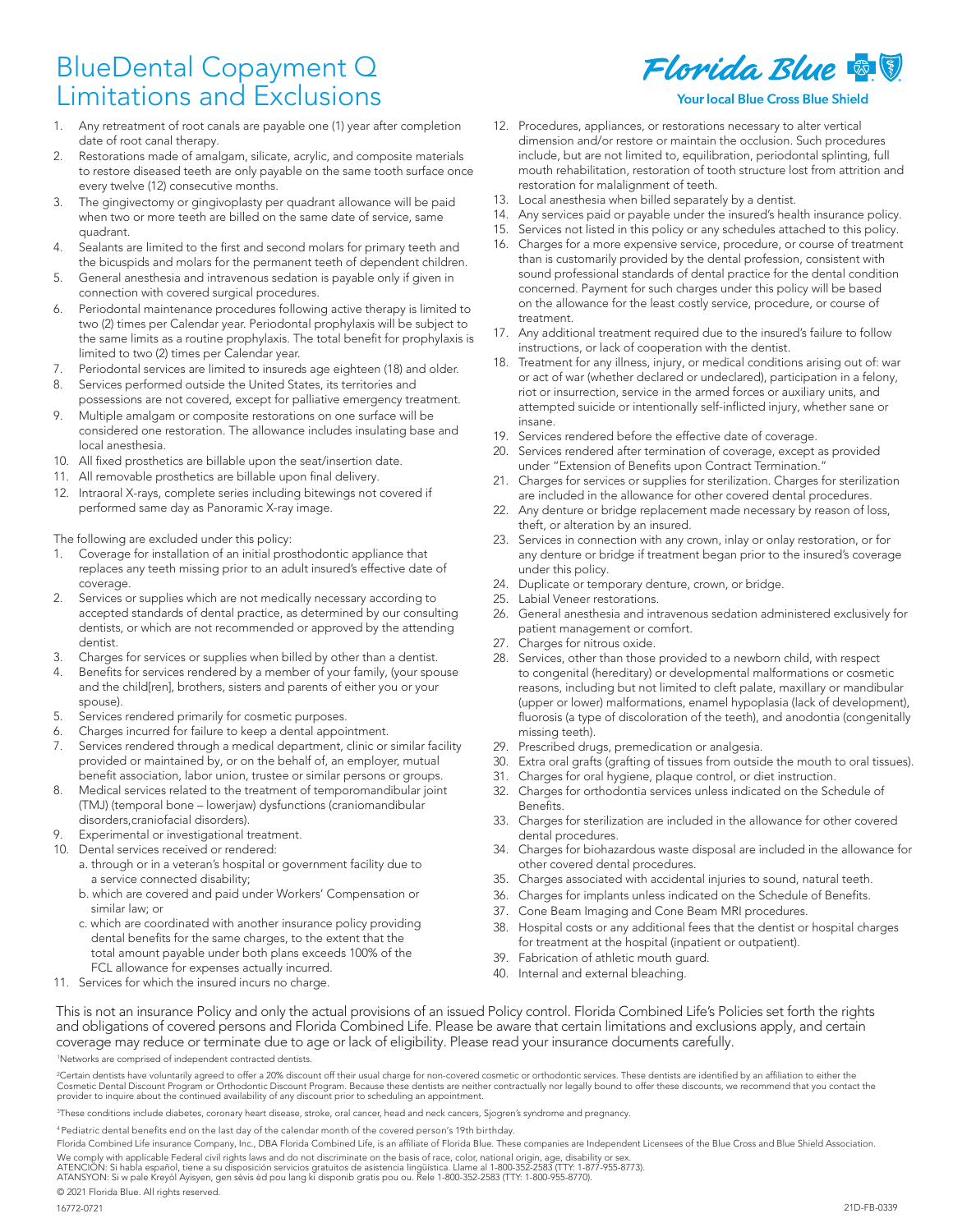# BlueDental Copayment Q Limitations and Exclusions

Florida Blue
Your local Blue Cross Blue Shield

1. Any retreatment of root canals are payable one (1) year after completion date of root canal therapy.
2. Restorations made of amalgam, silicate, acrylic, and composite materials to restore diseased teeth are only payable on the same tooth surface once every twelve (12) consecutive months.
3. The gingivectomy or gingivoplasty per quadrant allowance will be paid when two or more teeth are billed on the same date of service, same quadrant.
4. Sealants are limited to the first and second molars for primary teeth and the bicuspids and molars for the permanent teeth of dependent children.
5. General anesthesia and intravenous sedation is payable only if given in connection with covered surgical procedures.
6. Periodontal maintenance procedures following active therapy is limited to two (2) times per Calendar year. Periodontal prophylaxis will be subject to the same limits as a routine prophylaxis. The total benefit for prophylaxis is limited to two (2) times per Calendar year.
7. Periodontal services are limited to insureds age eighteen (18) and older.
8. Services performed outside the United States, its territories and possessions are not covered, except for palliative emergency treatment.
9. Multiple amalgam or composite restorations on one surface will be considered one restoration. The allowance includes insulating base and local anesthesia.
10. All fixed prosthetics are billable upon the seat/insertion date.
11. All removable prosthetics are billable upon final delivery.
12. Intraoral X-rays, complete series including bitewings not covered if performed same day as Panoramic X-ray image.

The following are excluded under this policy:

1. Coverage for installation of an initial prosthodontic appliance that replaces any teeth missing prior to an adult insured's effective date of coverage.
2. Services or supplies which are not medically necessary according to accepted standards of dental practice, as determined by our consulting dentists, or which are not recommended or approved by the attending dentist.
3. Charges for services or supplies when billed by other than a dentist.
4. Benefits for services rendered by a member of your family, (your spouse and the child[ren], brothers, sisters and parents of either you or your spouse).
5. Services rendered primarily for cosmetic purposes.
6. Charges incurred for failure to keep a dental appointment.
7. Services rendered through a medical department, clinic or similar facility provided or maintained by, or on the behalf of, an employer, mutual benefit association, labor union, trustee or similar persons or groups.
8. Medical services related to the treatment of temporomandibular joint (TMJ) (temporal bone – lowerjaw) dysfunctions (craniomandibular disorders,craniofacial disorders).
9. Experimental or investigational treatment.
10. Dental services received or rendered:
    a. through or in a veteran's hospital or government facility due to a service connected disability;
    b. which are covered and paid under Workers' Compensation or similar law; or
    c. which are coordinated with another insurance policy providing dental benefits for the same charges, to the extent that the total amount payable under both plans exceeds 100% of the FCL allowance for expenses actually incurred.
11. Services for which the insured incurs no charge.
12. Procedures, appliances, or restorations necessary to alter vertical dimension and/or restore or maintain the occlusion. Such procedures include, but are not limited to, equilibration, periodontal splinting, full mouth rehabilitation, restoration of tooth structure lost from attrition and restoration for malalignment of teeth.
13. Local anesthesia when billed separately by a dentist.
14. Any services paid or payable under the insured's health insurance policy.
15. Services not listed in this policy or any schedules attached to this policy.
16. Charges for a more expensive service, procedure, or course of treatment than is customarily provided by the dental profession, consistent with sound professional standards of dental practice for the dental condition concerned. Payment for such charges under this policy will be based on the allowance for the least costly service, procedure, or course of treatment.
17. Any additional treatment required due to the insured's failure to follow instructions, or lack of cooperation with the dentist.
18. Treatment for any illness, injury, or medical conditions arising out of: war or act of war (whether declared or undeclared), participation in a felony, riot or insurrection, service in the armed forces or auxiliary units, and attempted suicide or intentionally self-inflicted injury, whether sane or insane.
19. Services rendered before the effective date of coverage.
20. Services rendered after termination of coverage, except as provided under "Extension of Benefits upon Contract Termination."
21. Charges for services or supplies for sterilization. Charges for sterilization are included in the allowance for other covered dental procedures.
22. Any denture or bridge replacement made necessary by reason of loss, theft, or alteration by an insured.
23. Services in connection with any crown, inlay or onlay restoration, or for any denture or bridge if treatment began prior to the insured's coverage under this policy.
24. Duplicate or temporary denture, crown, or bridge.
25. Labial Veneer restorations.
26. General anesthesia and intravenous sedation administered exclusively for patient management or comfort.
27. Charges for nitrous oxide.
28. Services, other than those provided to a newborn child, with respect to congenital (hereditary) or developmental malformations or cosmetic reasons, including but not limited to cleft palate, maxillary or mandibular (upper or lower) malformations, enamel hypoplasia (lack of development), fluorosis (a type of discoloration of the teeth), and anodontia (congenitally missing teeth).
29. Prescribed drugs, premedication or analgesia.
30. Extra oral grafts (grafting of tissues from outside the mouth to oral tissues).
31. Charges for oral hygiene, plaque control, or diet instruction.
32. Charges for orthodontia services unless indicated on the Schedule of Benefits.
33. Charges for sterilization are included in the allowance for other covered dental procedures.
34. Charges for biohazardous waste disposal are included in the allowance for other covered dental procedures.
35. Charges associated with accidental injuries to sound, natural teeth.
36. Charges for implants unless indicated on the Schedule of Benefits.
37. Cone Beam Imaging and Cone Beam MRI procedures.
38. Hospital costs or any additional fees that the dentist or hospital charges for treatment at the hospital (inpatient or outpatient).
39. Fabrication of athletic mouth guard.
40. Internal and external bleaching.

This is not an insurance Policy and only the actual provisions of an issued Policy control. Florida Combined Life's Policies set forth the rights and obligations of covered persons and Florida Combined Life. Please be aware that certain limitations and exclusions apply, and certain coverage may reduce or terminate due to age or lack of eligibility. Please read your insurance documents carefully.

[1]Networks are comprised of independent contracted dentists.

[2]Certain dentists have voluntarily agreed to offer a 20% discount off their usual charge for non-covered cosmetic or orthodontic services. These dentists are identified by an affiliation to either the Cosmetic Dental Discount Program or Orthodontic Discount Program. Because these dentists are neither contractually nor legally bound to offer these discounts, we recommend that you contact the provider to inquire about the continued availability of any discount prior to scheduling an appointment.

[3]These conditions include diabetes, coronary heart disease, stroke, oral cancer, head and neck cancers, Sjogren's syndrome and pregnancy.

[4]Pediatric dental benefits end on the last day of the calendar month of the covered person's 19th birthday.

Florida Combined Life insurance Company, Inc., DBA Florida Combined Life, is an affiliate of Florida Blue. These companies are Independent Licensees of the Blue Cross and Blue Shield Association.

We comply with applicable Federal civil rights laws and do not discriminate on the basis of race, color, national origin, age, disability or sex.
ATENCIÓN: Si habla español, tiene a su disposición servicios gratuitos de asistencia lingüística. Llame al 1-800-352-2583 (TTY: 1-877-955-8773).
ATANSYON: Si w pale Kreyòl Ayisyen, gen sèvis èd pou lang ki disponib gratis pou ou. Rele 1-800-352-2583 (TTY: 1-800-955-8770).

© 2021 Florida Blue. All rights reserved.

16772-0721 21D-FB-0339